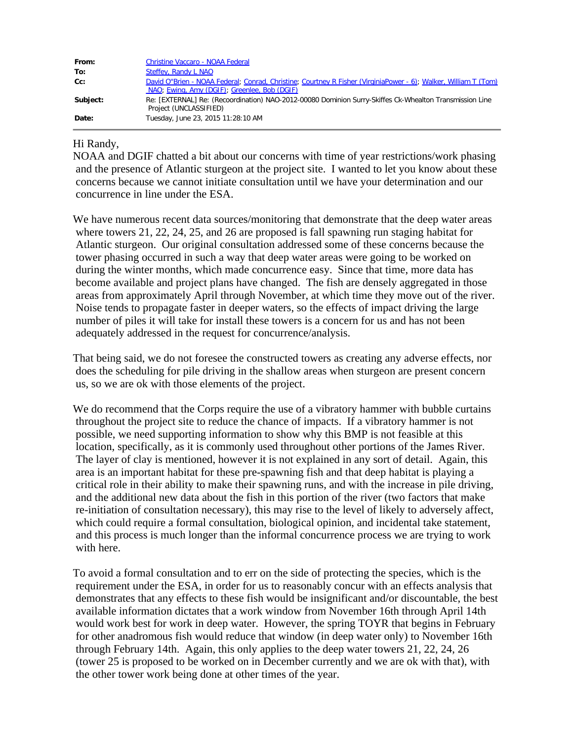| | |
|---|---|
| **From:** | Christine Vaccaro - NOAA Federal |
| **To:** | Steffey, Randy L NAO |
| **Cc:** | David O"Brien - NOAA Federal; Conrad, Christine; Courtney R Fisher (VirginiaPower - 6); Walker, William T (Tom) NAO; Ewing, Amy (DGIF); Greenlee, Bob (DGIF) |
| **Subject:** | Re: [EXTERNAL] Re: (Recoordination) NAO-2012-00080 Dominion Surry-Skiffes Ck-Whealton Transmission Line Project (UNCLASSIFIED) |
| **Date:** | Tuesday, June 23, 2015 11:28:10 AM |

Hi Randy,

NOAA and DGIF chatted a bit about our concerns with time of year restrictions/work phasing and the presence of Atlantic sturgeon at the project site. I wanted to let you know about these concerns because we cannot initiate consultation until we have your determination and our concurrence in line under the ESA.

We have numerous recent data sources/monitoring that demonstrate that the deep water areas where towers 21, 22, 24, 25, and 26 are proposed is fall spawning run staging habitat for Atlantic sturgeon. Our original consultation addressed some of these concerns because the tower phasing occurred in such a way that deep water areas were going to be worked on during the winter months, which made concurrence easy. Since that time, more data has become available and project plans have changed. The fish are densely aggregated in those areas from approximately April through November, at which time they move out of the river. Noise tends to propagate faster in deeper waters, so the effects of impact driving the large number of piles it will take for install these towers is a concern for us and has not been adequately addressed in the request for concurrence/analysis.

That being said, we do not foresee the constructed towers as creating any adverse effects, nor does the scheduling for pile driving in the shallow areas when sturgeon are present concern us, so we are ok with those elements of the project.

We do recommend that the Corps require the use of a vibratory hammer with bubble curtains throughout the project site to reduce the chance of impacts. If a vibratory hammer is not possible, we need supporting information to show why this BMP is not feasible at this location, specifically, as it is commonly used throughout other portions of the James River. The layer of clay is mentioned, however it is not explained in any sort of detail. Again, this area is an important habitat for these pre-spawning fish and that deep habitat is playing a critical role in their ability to make their spawning runs, and with the increase in pile driving, and the additional new data about the fish in this portion of the river (two factors that make re-initiation of consultation necessary), this may rise to the level of likely to adversely affect, which could require a formal consultation, biological opinion, and incidental take statement, and this process is much longer than the informal concurrence process we are trying to work with here.

To avoid a formal consultation and to err on the side of protecting the species, which is the requirement under the ESA, in order for us to reasonably concur with an effects analysis that demonstrates that any effects to these fish would be insignificant and/or discountable, the best available information dictates that a work window from November 16th through April 14th would work best for work in deep water. However, the spring TOYR that begins in February for other anadromous fish would reduce that window (in deep water only) to November 16th through February 14th. Again, this only applies to the deep water towers 21, 22, 24, 26 (tower 25 is proposed to be worked on in December currently and we are ok with that), with the other tower work being done at other times of the year.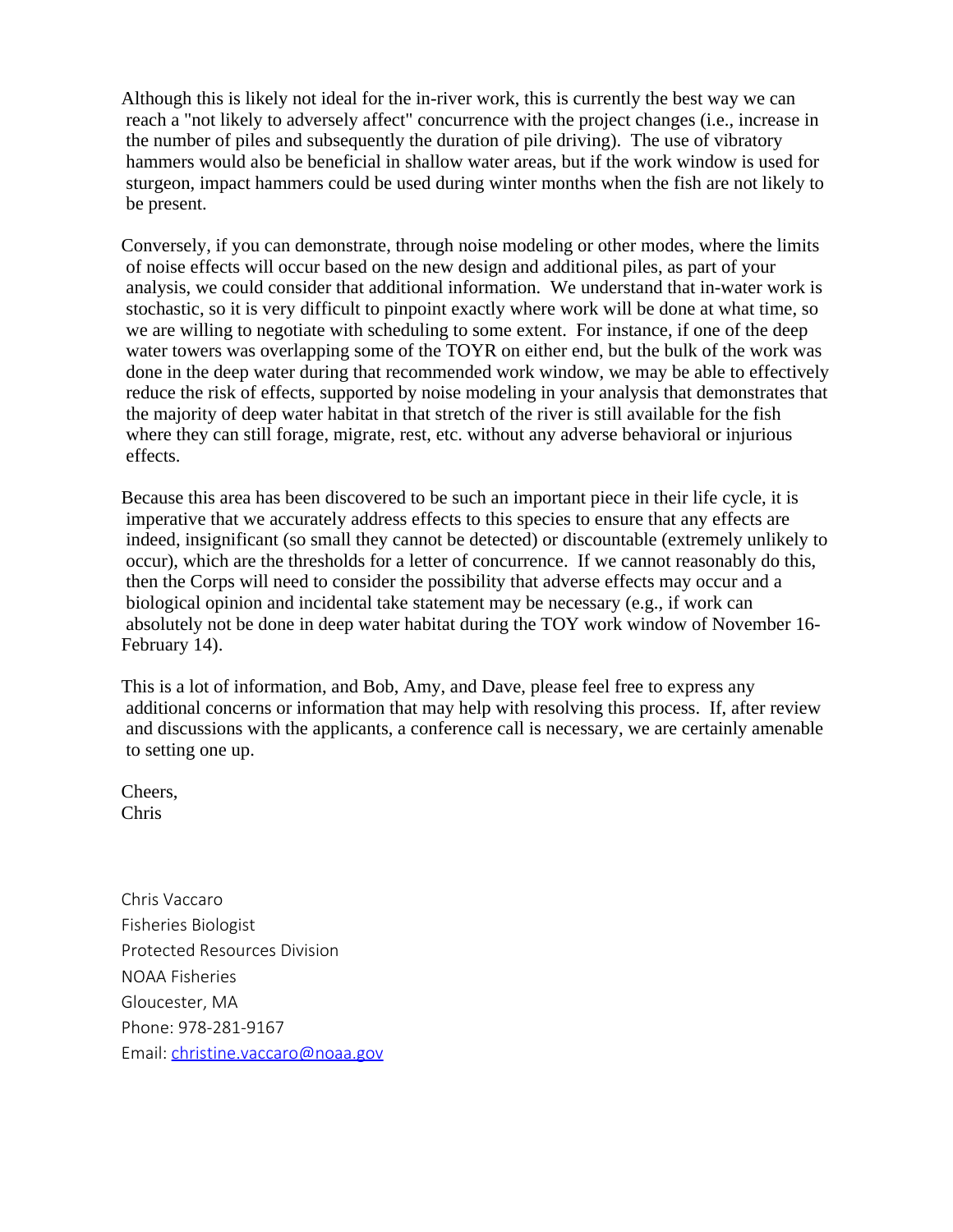Although this is likely not ideal for the in-river work, this is currently the best way we can reach a "not likely to adversely affect" concurrence with the project changes (i.e., increase in the number of piles and subsequently the duration of pile driving). The use of vibratory hammers would also be beneficial in shallow water areas, but if the work window is used for sturgeon, impact hammers could be used during winter months when the fish are not likely to be present.

Conversely, if you can demonstrate, through noise modeling or other modes, where the limits of noise effects will occur based on the new design and additional piles, as part of your analysis, we could consider that additional information. We understand that in-water work is stochastic, so it is very difficult to pinpoint exactly where work will be done at what time, so we are willing to negotiate with scheduling to some extent. For instance, if one of the deep water towers was overlapping some of the TOYR on either end, but the bulk of the work was done in the deep water during that recommended work window, we may be able to effectively reduce the risk of effects, supported by noise modeling in your analysis that demonstrates that the majority of deep water habitat in that stretch of the river is still available for the fish where they can still forage, migrate, rest, etc. without any adverse behavioral or injurious effects.

Because this area has been discovered to be such an important piece in their life cycle, it is imperative that we accurately address effects to this species to ensure that any effects are indeed, insignificant (so small they cannot be detected) or discountable (extremely unlikely to occur), which are the thresholds for a letter of concurrence. If we cannot reasonably do this, then the Corps will need to consider the possibility that adverse effects may occur and a biological opinion and incidental take statement may be necessary (e.g., if work can absolutely not be done in deep water habitat during the TOY work window of November 16-February 14).

This is a lot of information, and Bob, Amy, and Dave, please feel free to express any additional concerns or information that may help with resolving this process. If, after review and discussions with the applicants, a conference call is necessary, we are certainly amenable to setting one up.

Cheers,
Chris

Chris Vaccaro
Fisheries Biologist
Protected Resources Division
NOAA Fisheries
Gloucester, MA
Phone: 978-281-9167
Email: christine.vaccaro@noaa.gov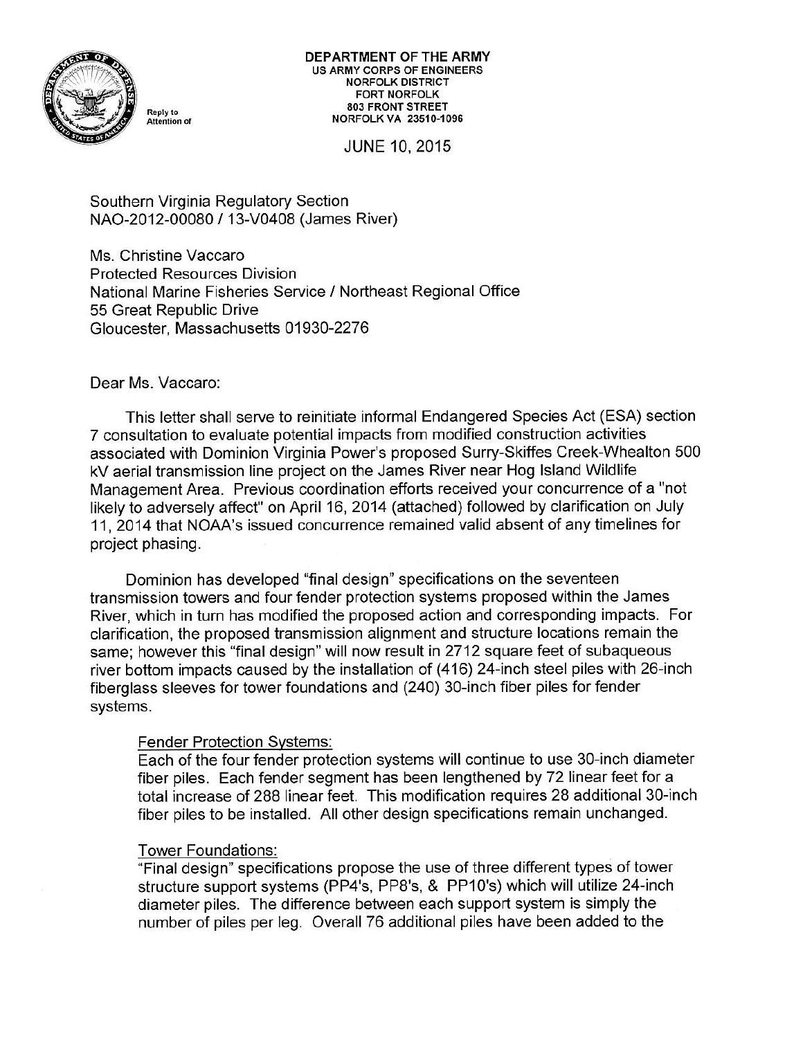**DEPARTMENT OF THE ARMY**
US ARMY CORPS OF ENGINEERS
NORFOLK DISTRICT
FORT NORFOLK
803 FRONT STREET
NORFOLK VA 23510-1096

Reply to Attention of

JUNE 10, 2015

Southern Virginia Regulatory Section
NAO-2012-00080 / 13-V0408 (James River)

Ms. Christine Vaccaro
Protected Resources Division
National Marine Fisheries Service / Northeast Regional Office
55 Great Republic Drive
Gloucester, Massachusetts 01930-2276

Dear Ms. Vaccaro:

This letter shall serve to reinitiate informal Endangered Species Act (ESA) section 7 consultation to evaluate potential impacts from modified construction activities associated with Dominion Virginia Power's proposed Surry-Skiffes Creek-Whealton 500 kV aerial transmission line project on the James River near Hog Island Wildlife Management Area. Previous coordination efforts received your concurrence of a "not likely to adversely affect" on April 16, 2014 (attached) followed by clarification on July 11, 2014 that NOAA's issued concurrence remained valid absent of any timelines for project phasing.

Dominion has developed "final design" specifications on the seventeen transmission towers and four fender protection systems proposed within the James River, which in turn has modified the proposed action and corresponding impacts. For clarification, the proposed transmission alignment and structure locations remain the same; however this "final design" will now result in 2712 square feet of subaqueous river bottom impacts caused by the installation of (416) 24-inch steel piles with 26-inch fiberglass sleeves for tower foundations and (240) 30-inch fiber piles for fender systems.

Fender Protection Systems:
Each of the four fender protection systems will continue to use 30-inch diameter fiber piles. Each fender segment has been lengthened by 72 linear feet for a total increase of 288 linear feet. This modification requires 28 additional 30-inch fiber piles to be installed. All other design specifications remain unchanged.

Tower Foundations:
"Final design" specifications propose the use of three different types of tower structure support systems (PP4's, PP8's, & PP10's) which will utilize 24-inch diameter piles. The difference between each support system is simply the number of piles per leg. Overall 76 additional piles have been added to the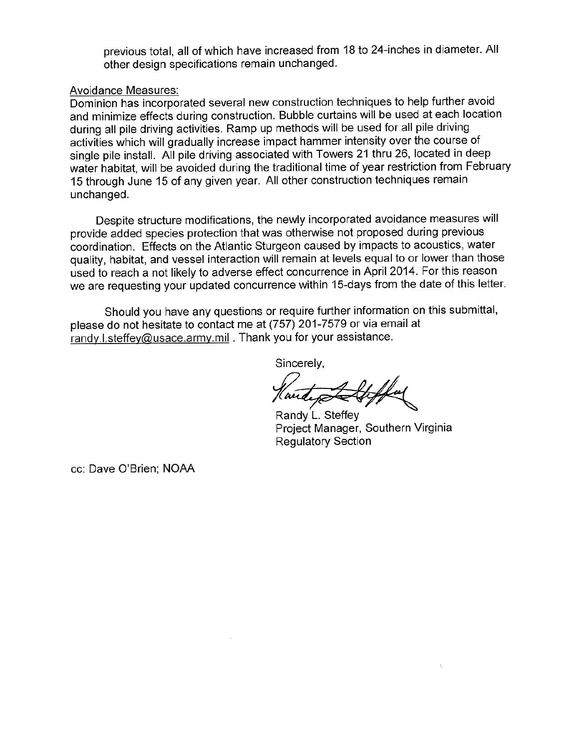previous total, all of which have increased from 18 to 24-inches in diameter. All other design specifications remain unchanged.

Avoidance Measures:

Dominion has incorporated several new construction techniques to help further avoid and minimize effects during construction. Bubble curtains will be used at each location during all pile driving activities. Ramp up methods will be used for all pile driving activities which will gradually increase impact hammer intensity over the course of single pile install. All pile driving associated with Towers 21 thru 26, located in deep water habitat, will be avoided during the traditional time of year restriction from February 15 through June 15 of any given year. All other construction techniques remain unchanged.

Despite structure modifications, the newly incorporated avoidance measures will provide added species protection that was otherwise not proposed during previous coordination. Effects on the Atlantic Sturgeon caused by impacts to acoustics, water quality, habitat, and vessel interaction will remain at levels equal to or lower than those used to reach a not likely to adverse effect concurrence in April 2014. For this reason we are requesting your updated concurrence within 15-days from the date of this letter.

Should you have any questions or require further information on this submittal, please do not hesitate to contact me at (757) 201-7579 or via email at randy.l.steffey@usace.army.mil . Thank you for your assistance.

Sincerely,

Randy L. Steffey
Project Manager, Southern Virginia
Regulatory Section

cc: Dave O'Brien; NOAA